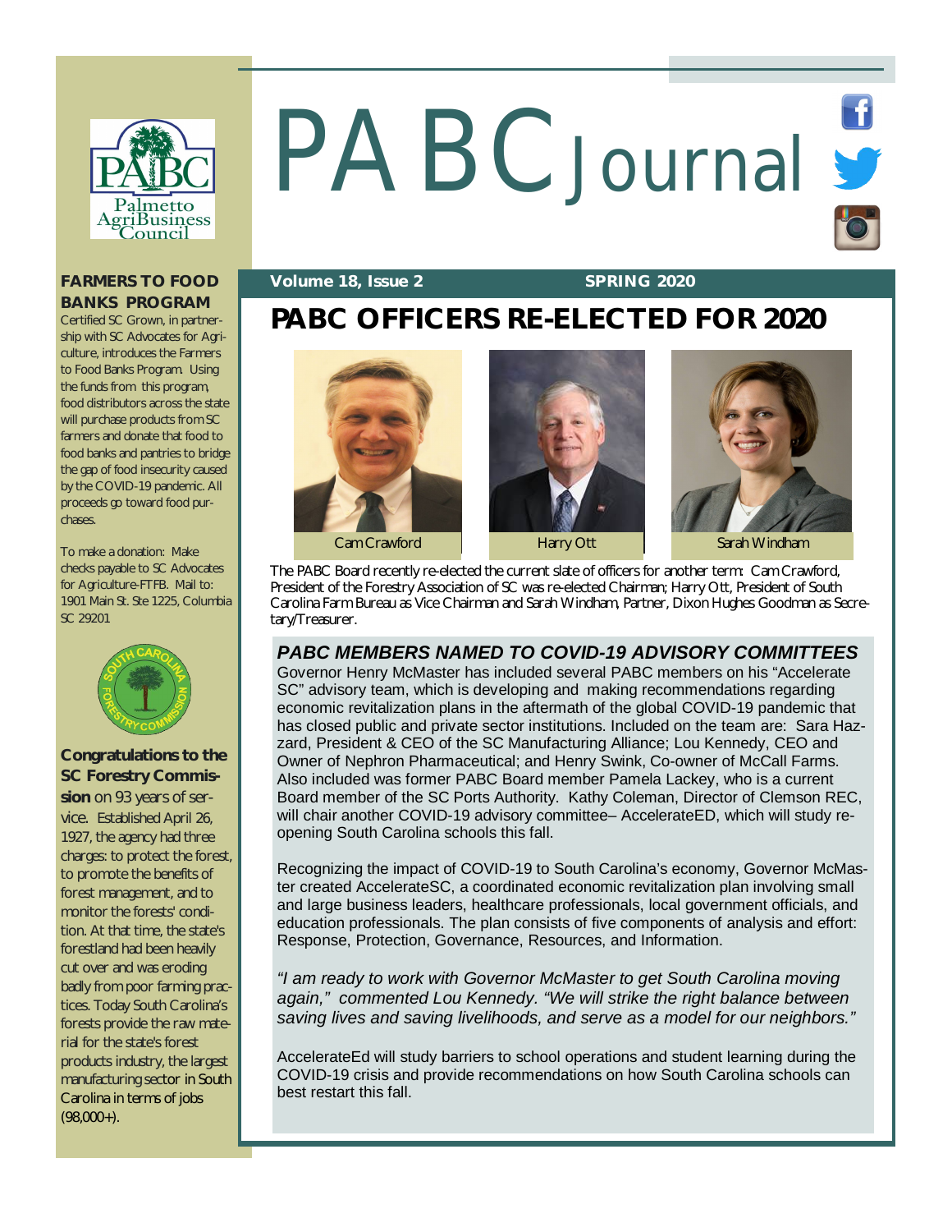# PABC Journal

**Volume 18, Issue 2** **SPRING 2020**

## PABC OFFICERS RE-ELECTED FOR 2020

Cam Crawford | Harry Ott | Sarah Windham

The PABC Board recently re-elected the current slate of officers for another term: Cam Crawford, President of the Forestry Association of SC was re-elected Chairman; Harry Ott, President of South Carolina Farm Bureau as Vice Chairman and Sarah Windham, Partner, Dixon Hughes Goodman as Secretary/Treasurer.

### *PABC MEMBERS NAMED TO COVID-19 ADVISORY COMMITTEES*

Governor Henry McMaster has included several PABC members on his "Accelerate SC" advisory team, which is developing and making recommendations regarding economic revitalization plans in the aftermath of the global COVID-19 pandemic that has closed public and private sector institutions. Included on the team are: Sara Hazzard, President & CEO of the SC Manufacturing Alliance; Lou Kennedy, CEO and Owner of Nephron Pharmaceutical; and Henry Swink, Co-owner of McCall Farms. Also included was former PABC Board member Pamela Lackey, who is a current Board member of the SC Ports Authority. Kathy Coleman, Director of Clemson REC, will chair another COVID-19 advisory committee– AccelerateED, which will study reopening South Carolina schools this fall.

Recognizing the impact of COVID-19 to South Carolina's economy, Governor McMaster created AccelerateSC, a coordinated economic revitalization plan involving small and large business leaders, healthcare professionals, local government officials, and education professionals. The plan consists of five components of analysis and effort: Response, Protection, Governance, Resources, and Information.

*"I am ready to work with Governor McMaster to get South Carolina moving again," commented Lou Kennedy. "We will strike the right balance between saving lives and saving livelihoods, and serve as a model for our neighbors."*

AccelerateEd will study barriers to school operations and student learning during the COVID-19 crisis and provide recommendations on how South Carolina schools can best restart this fall.

### FARMERS TO FOOD BANKS PROGRAM

Certified SC Grown, in partnership with SC Advocates for Agriculture, introduces the Farmers to Food Banks Program. Using the funds from this program, food distributors across the state will purchase products from SC farmers and donate that food to food banks and pantries to bridge the gap of food insecurity caused by the COVID-19 pandemic. All proceeds go toward food purchases.

To make a donation: Make checks payable to SC Advocates for Agriculture-FTFB. Mail to: 1901 Main St. Ste 1225, Columbia SC 29201

**Congratulations to the SC Forestry Commission** on 93 years of service. Established April 26, 1927, the agency had three charges: to protect the forest, to promote the benefits of forest management, and to monitor the forests' condition. At that time, the state's forestland had been heavily cut over and was eroding badly from poor farming practices. Today South Carolina's forests provide the raw material for the state's forest products industry, the largest manufacturing sector in South Carolina in terms of jobs (98,000+).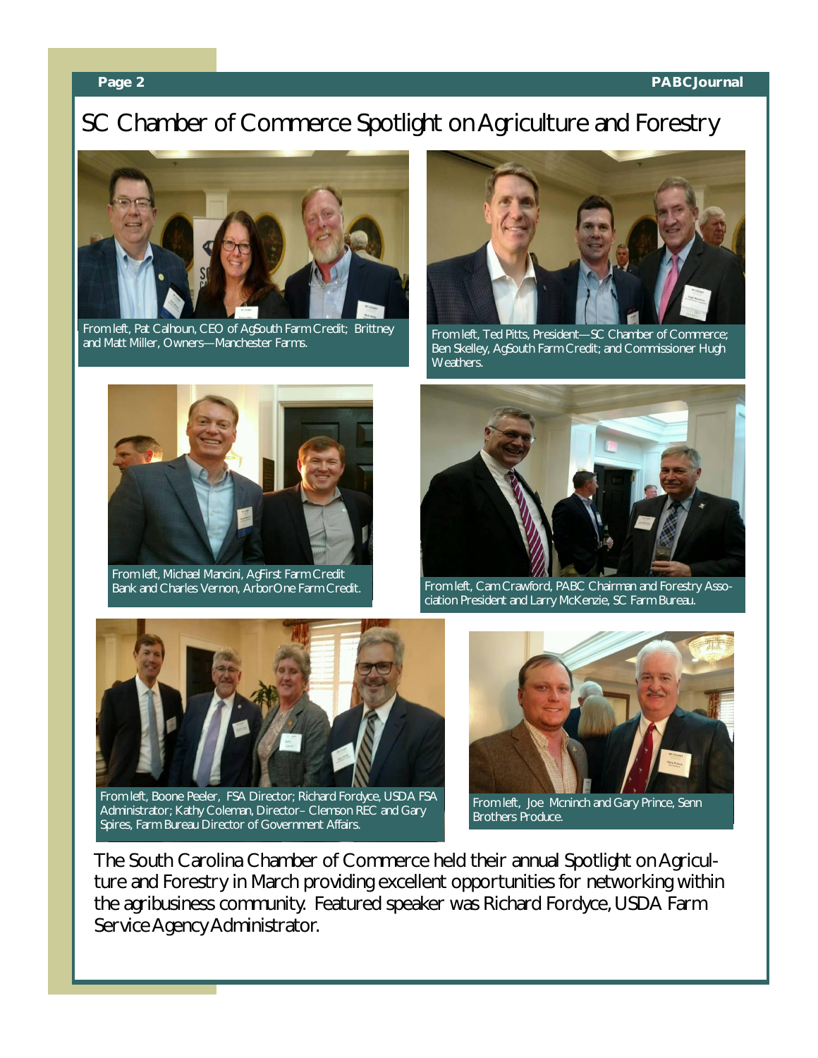# SC Chamber of Commerce Spotlight on Agriculture and Forestry

From left, Pat Calhoun, CEO of AgSouth Farm Credit; Brittney and Matt Miller, Owners—Manchester Farms.

From left, Ted Pitts, President—SC Chamber of Commerce; Ben Skelley, AgSouth Farm Credit; and Commissioner Hugh Weathers.

From left, Michael Mancini, AgFirst Farm Credit Bank and Charles Vernon, ArborOne Farm Credit.

From left, Cam Crawford, PABC Chairman and Forestry Association President and Larry McKenzie, SC Farm Bureau.

From left, Boone Peeler, FSA Director; Richard Fordyce, USDA FSA Administrator; Kathy Coleman, Director– Clemson REC and Gary Spires, Farm Bureau Director of Government Affairs.

From left, Joe Mcninch and Gary Prince, Senn Brothers Produce.

The South Carolina Chamber of Commerce held their annual Spotlight on Agriculture and Forestry in March providing excellent opportunities for networking within the agribusiness community. Featured speaker was Richard Fordyce, USDA Farm Service Agency Administrator.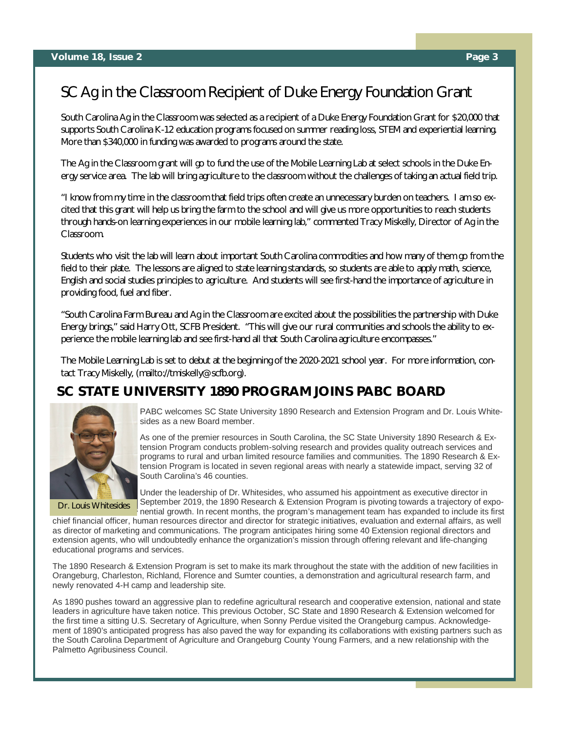# SC Ag in the Classroom Recipient of Duke Energy Foundation Grant

South Carolina Ag in the Classroom was selected as a recipient of a Duke Energy Foundation Grant for $20,000 that supports South Carolina K-12 education programs focused on summer reading loss, STEM and experiential learning. More than $340,000 in funding was awarded to programs around the state.

The Ag in the Classroom grant will go to fund the use of the Mobile Learning Lab at select schools in the Duke Energy service area. The lab will bring agriculture to the classroom without the challenges of taking an actual field trip.

"I know from my time in the classroom that field trips often create an unnecessary burden on teachers. I am so excited that this grant will help us bring the farm to the school and will give us more opportunities to reach students through hands-on learning experiences in our mobile learning lab," commented Tracy Miskelly, Director of Ag in the Classroom.

Students who visit the lab will learn about important South Carolina commodities and how many of them go from the field to their plate. The lessons are aligned to state learning standards, so students are able to apply math, science, English and social studies principles to agriculture. And students will see first-hand the importance of agriculture in providing food, fuel and fiber.

"South Carolina Farm Bureau and Ag in the Classroom are excited about the possibilities the partnership with Duke Energy brings," said Harry Ott, SCFB President. "This will give our rural communities and schools the ability to experience the mobile learning lab and see first-hand all that South Carolina agriculture encompasses."

The Mobile Learning Lab is set to debut at the beginning of the 2020-2021 school year. For more information, contact Tracy Miskelly, (mailto://tmiskelly@scfb.org).

## SC STATE UNIVERSITY 1890 PROGRAM JOINS PABC BOARD

Dr. Louis Whitesides

PABC welcomes SC State University 1890 Research and Extension Program and Dr. Louis Whitesides as a new Board member.

As one of the premier resources in South Carolina, the SC State University 1890 Research & Extension Program conducts problem-solving research and provides quality outreach services and programs to rural and urban limited resource families and communities. The 1890 Research & Extension Program is located in seven regional areas with nearly a statewide impact, serving 32 of South Carolina's 46 counties.

Under the leadership of Dr. Whitesides, who assumed his appointment as executive director in September 2019, the 1890 Research & Extension Program is pivoting towards a trajectory of exponential growth. In recent months, the program's management team has expanded to include its first chief financial officer, human resources director and director for strategic initiatives, evaluation and external affairs, as well as director of marketing and communications. The program anticipates hiring some 40 Extension regional directors and extension agents, who will undoubtedly enhance the organization's mission through offering relevant and life-changing educational programs and services.

The 1890 Research & Extension Program is set to make its mark throughout the state with the addition of new facilities in Orangeburg, Charleston, Richland, Florence and Sumter counties, a demonstration and agricultural research farm, and newly renovated 4-H camp and leadership site.

As 1890 pushes toward an aggressive plan to redefine agricultural research and cooperative extension, national and state leaders in agriculture have taken notice. This previous October, SC State and 1890 Research & Extension welcomed for the first time a sitting U.S. Secretary of Agriculture, when Sonny Perdue visited the Orangeburg campus. Acknowledgement of 1890's anticipated progress has also paved the way for expanding its collaborations with existing partners such as the South Carolina Department of Agriculture and Orangeburg County Young Farmers, and a new relationship with the Palmetto Agribusiness Council.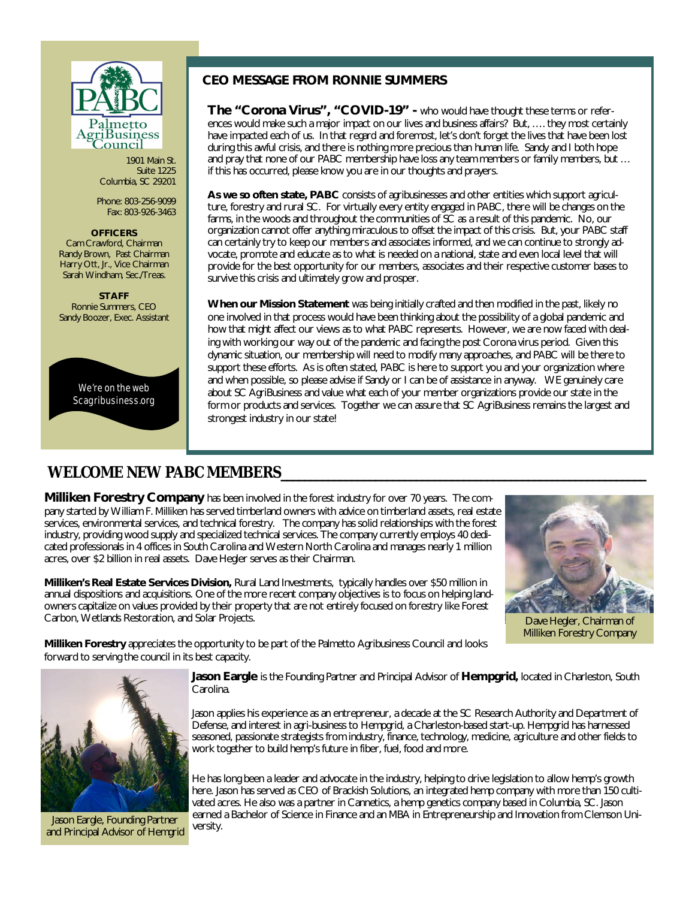Palmetto AgriBusiness Council

1901 Main St.
Suite 1225
Columbia, SC 29201

Phone: 803-256-9099
Fax: 803-926-3463

**OFFICERS**
Cam Crawford, Chairman
Randy Brown, Past Chairman
Harry Ott, Jr., Vice Chairman
Sarah Windham, Sec./Treas.

**STAFF**
Ronnie Summers, CEO
Sandy Boozer, Exec. Assistant

We're on the web
Scagribusiness.org

## CEO MESSAGE FROM RONNIE SUMMERS

**The "Corona Virus", "COVID-19" -** who would have thought these terms or references would make such a major impact on our lives and business affairs? But, …. they most certainly have impacted each of us. In that regard and foremost, let's don't forget the lives that have been lost during this awful crisis, and there is nothing more precious than human life. Sandy and I both hope and pray that none of our PABC membership have loss any team members or family members, but … if this has occurred, please know you are in our thoughts and prayers.

**As we so often state, PABC** consists of agribusinesses and other entities which support agriculture, forestry and rural SC. For virtually every entity engaged in PABC, there will be changes on the farms, in the woods and throughout the communities of SC as a result of this pandemic. No, our organization cannot offer anything miraculous to offset the impact of this crisis. But, your PABC staff can certainly try to keep our members and associates informed, and we can continue to strongly advocate, promote and educate as to what is needed on a national, state and even local level that will provide for the best opportunity for our members, associates and their respective customer bases to survive this crisis and ultimately grow and prosper.

**When our Mission Statement** was being initially crafted and then modified in the past, likely no one involved in that process would have been thinking about the possibility of a global pandemic and how that might affect our views as to what PABC represents. However, we are now faced with dealing with working our way out of the pandemic and facing the post Corona virus period. Given this dynamic situation, our membership will need to modify many approaches, and PABC will be there to support these efforts. As is often stated, PABC is here to support you and your organization where and when possible, so please advise if Sandy or I can be of assistance in anyway. WE genuinely care about SC AgriBusiness and value what each of your member organizations provide our state in the form or products and services. Together we can assure that SC AgriBusiness remains the largest and strongest industry in our state!

## WELCOME NEW PABC MEMBERS

**Milliken Forestry Company** has been involved in the forest industry for over 70 years. The company started by William F. Milliken has served timberland owners with advice on timberland assets, real estate services, environmental services, and technical forestry. The company has solid relationships with the forest industry, providing wood supply and specialized technical services. The company currently employs 40 dedicated professionals in 4 offices in South Carolina and Western North Carolina and manages nearly 1 million acres, over $2 billion in real assets. Dave Hegler serves as their Chairman.

**Milliken's Real Estate Services Division,** Rural Land Investments, typically handles over $50 million in annual dispositions and acquisitions. One of the more recent company objectives is to focus on helping landowners capitalize on values provided by their property that are not entirely focused on forestry like Forest Carbon, Wetlands Restoration, and Solar Projects.

Dave Hegler, Chairman of Milliken Forestry Company

**Milliken Forestry** appreciates the opportunity to be part of the Palmetto Agribusiness Council and looks forward to serving the council in its best capacity.

**Jason Eargle** is the Founding Partner and Principal Advisor of **Hempgrid,** located in Charleston, South Carolina.

Jason applies his experience as an entrepreneur, a decade at the SC Research Authority and Department of Defense, and interest in agri-business to Hempgrid, a Charleston-based start-up. Hempgrid has harnessed seasoned, passionate strategists from industry, finance, technology, medicine, agriculture and other fields to work together to build hemp's future in fiber, fuel, food and more.

He has long been a leader and advocate in the industry, helping to drive legislation to allow hemp's growth here. Jason has served as CEO of Brackish Solutions, an integrated hemp company with more than 150 cultivated acres. He also was a partner in Cannetics, a hemp genetics company based in Columbia, SC. Jason earned a Bachelor of Science in Finance and an MBA in Entrepreneurship and Innovation from Clemson University.

Jason Eargle, Founding Partner and Principal Advisor of Hempgrid